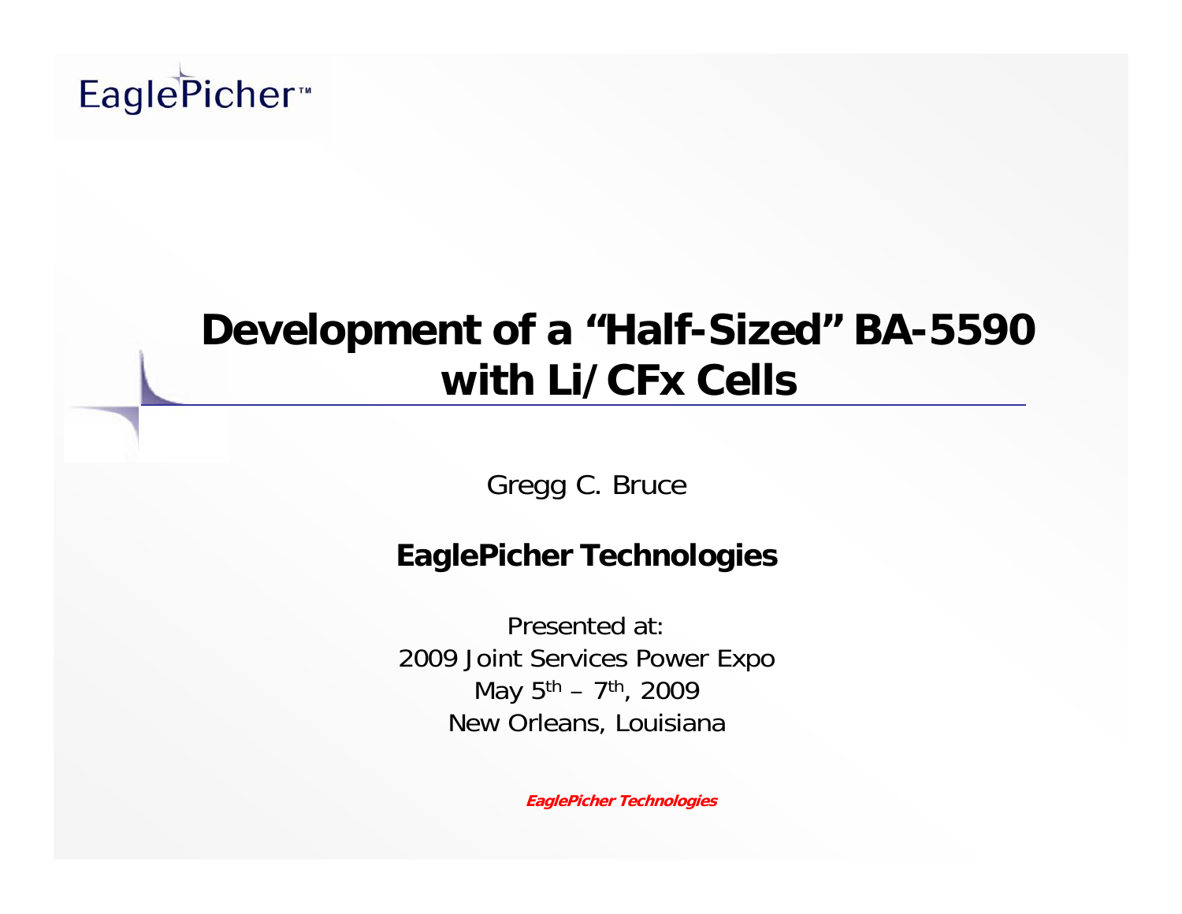EaglePicher™

# Development of a "Half-Sized" BA-5590 with Li/CFx Cells

Gregg C. Bruce

**EaglePicher Technologies**

Presented at:
2009 Joint Services Power Expo
May 5th – 7th, 2009
New Orleans, Louisiana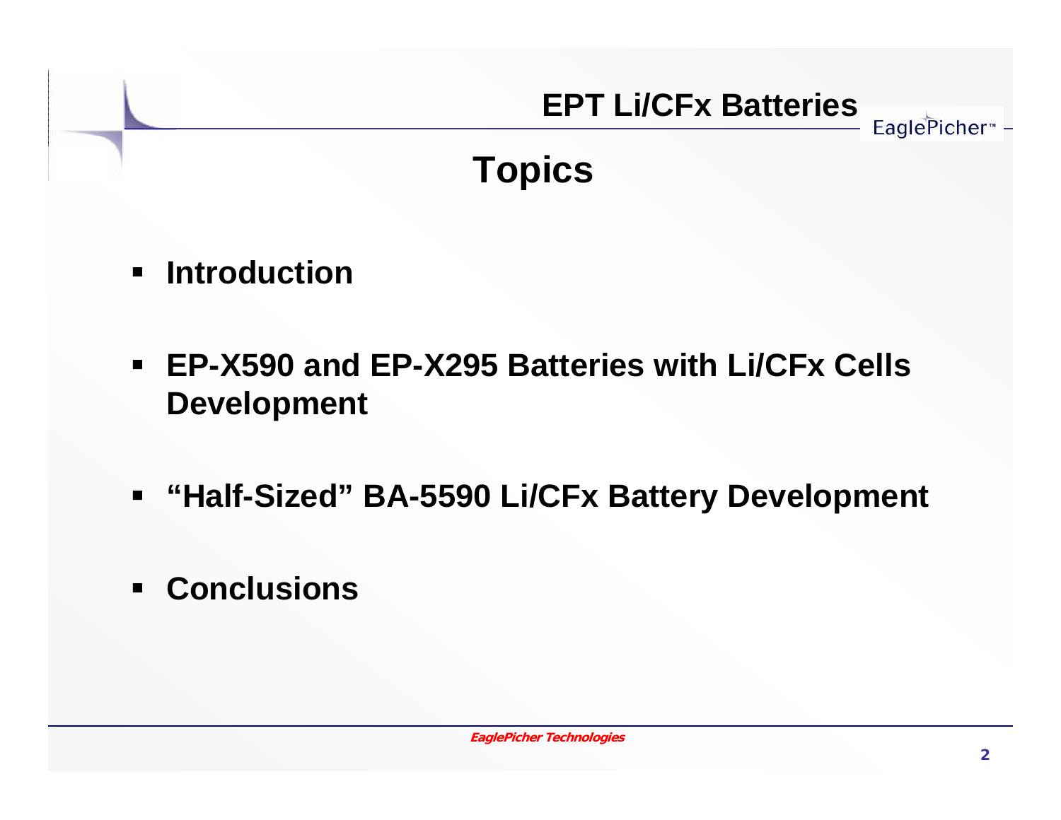# Topics

- **Introduction**
- **EP-X590 and EP-X295 Batteries with Li/CFx Cells Development**
- **"Half-Sized" BA-5590 Li/CFx Battery Development**
- **Conclusions**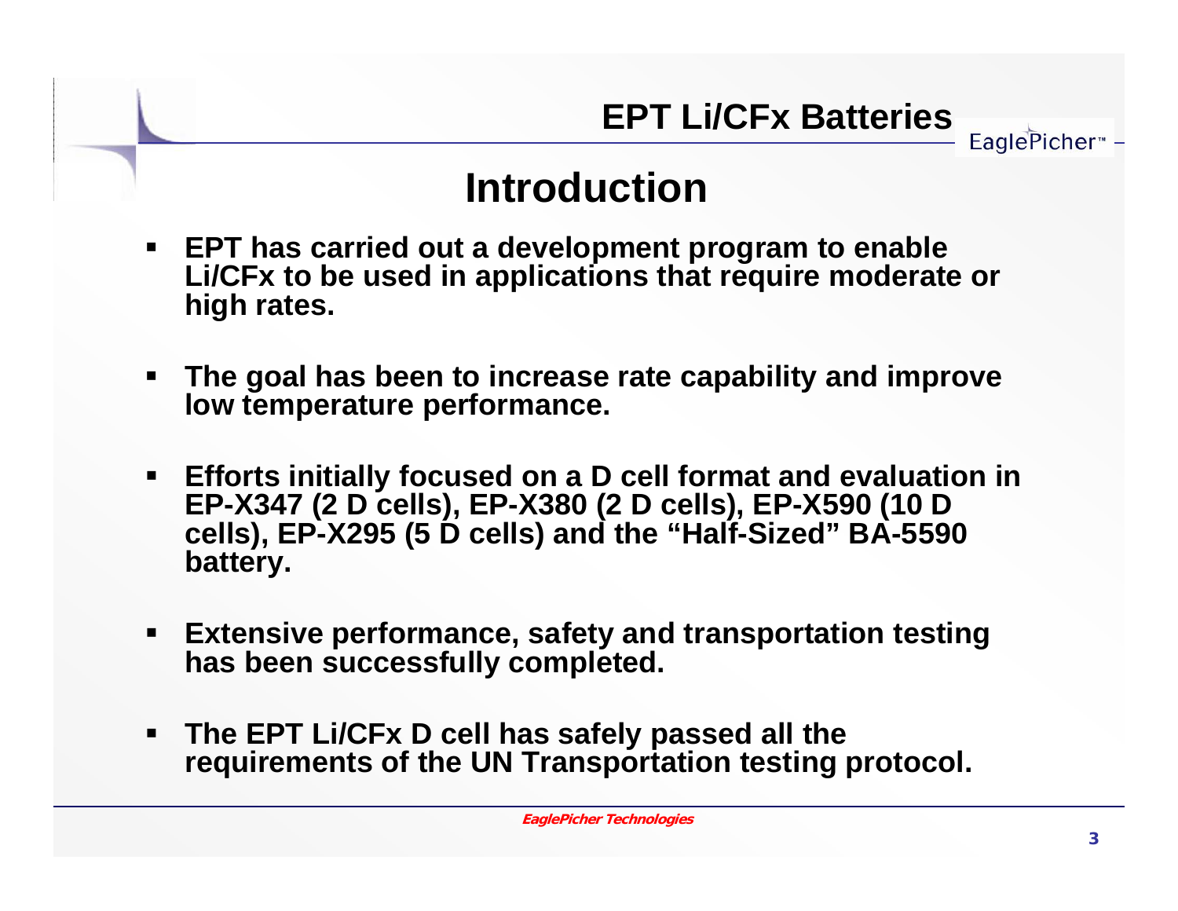## EPT Li/CFx Batteries

# Introduction

- **EPT has carried out a development program to enable Li/CFx to be used in applications that require moderate or high rates.**
- **The goal has been to increase rate capability and improve low temperature performance.**
- **Efforts initially focused on a D cell format and evaluation in EP-X347 (2 D cells), EP-X380 (2 D cells), EP-X590 (10 D cells), EP-X295 (5 D cells) and the "Half-Sized" BA-5590 battery.**
- **Extensive performance, safety and transportation testing has been successfully completed.**
- **The EPT Li/CFx D cell has safely passed all the requirements of the UN Transportation testing protocol.**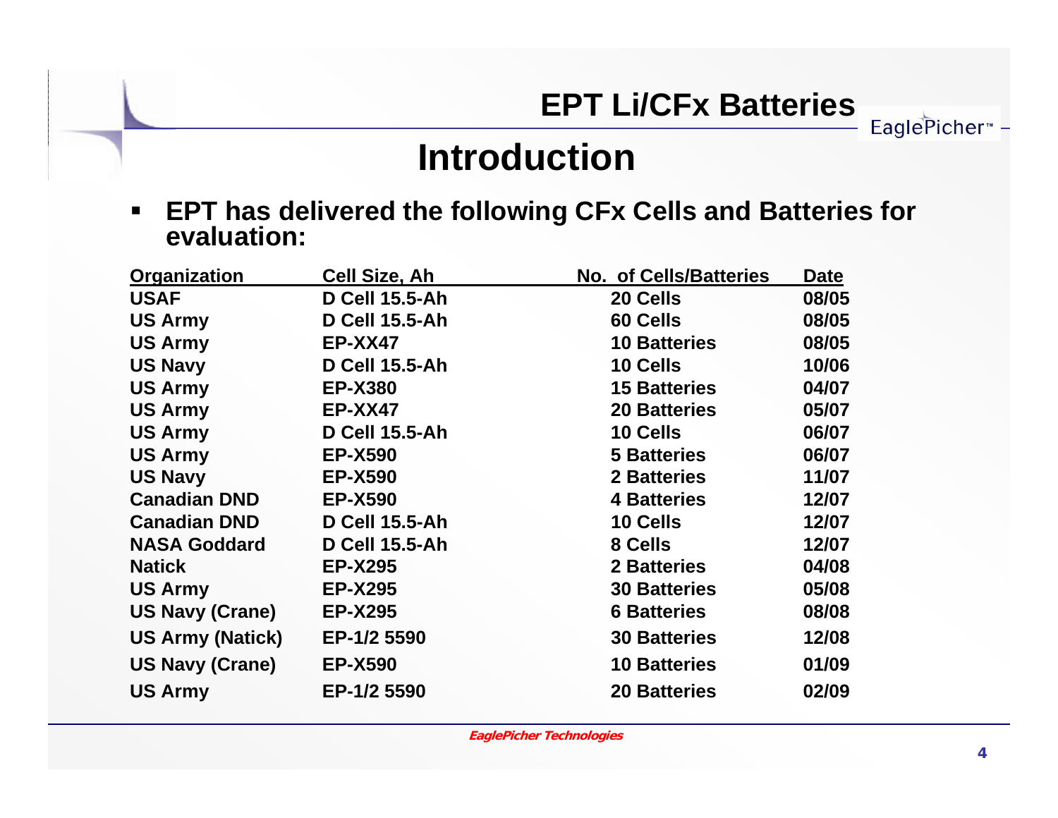# EPT Li/CFx Batteries

## Introduction

- **EPT has delivered the following CFx Cells and Batteries for evaluation:**

| Organization | Cell Size, Ah | No. of Cells/Batteries | Date |
|---|---|---|---|
| USAF | D Cell 15.5-Ah | 20 Cells | 08/05 |
| US Army | D Cell 15.5-Ah | 60 Cells | 08/05 |
| US Army | EP-XX47 | 10 Batteries | 08/05 |
| US Navy | D Cell 15.5-Ah | 10 Cells | 10/06 |
| US Army | EP-X380 | 15 Batteries | 04/07 |
| US Army | EP-XX47 | 20 Batteries | 05/07 |
| US Army | D Cell 15.5-Ah | 10 Cells | 06/07 |
| US Army | EP-X590 | 5 Batteries | 06/07 |
| US Navy | EP-X590 | 2 Batteries | 11/07 |
| Canadian DND | EP-X590 | 4 Batteries | 12/07 |
| Canadian DND | D Cell 15.5-Ah | 10 Cells | 12/07 |
| NASA Goddard | D Cell 15.5-Ah | 8 Cells | 12/07 |
| Natick | EP-X295 | 2 Batteries | 04/08 |
| US Army | EP-X295 | 30 Batteries | 05/08 |
| US Navy (Crane) | EP-X295 | 6 Batteries | 08/08 |
| US Army (Natick) | EP-1/2 5590 | 30 Batteries | 12/08 |
| US Navy (Crane) | EP-X590 | 10 Batteries | 01/09 |
| US Army | EP-1/2 5590 | 20 Batteries | 02/09 |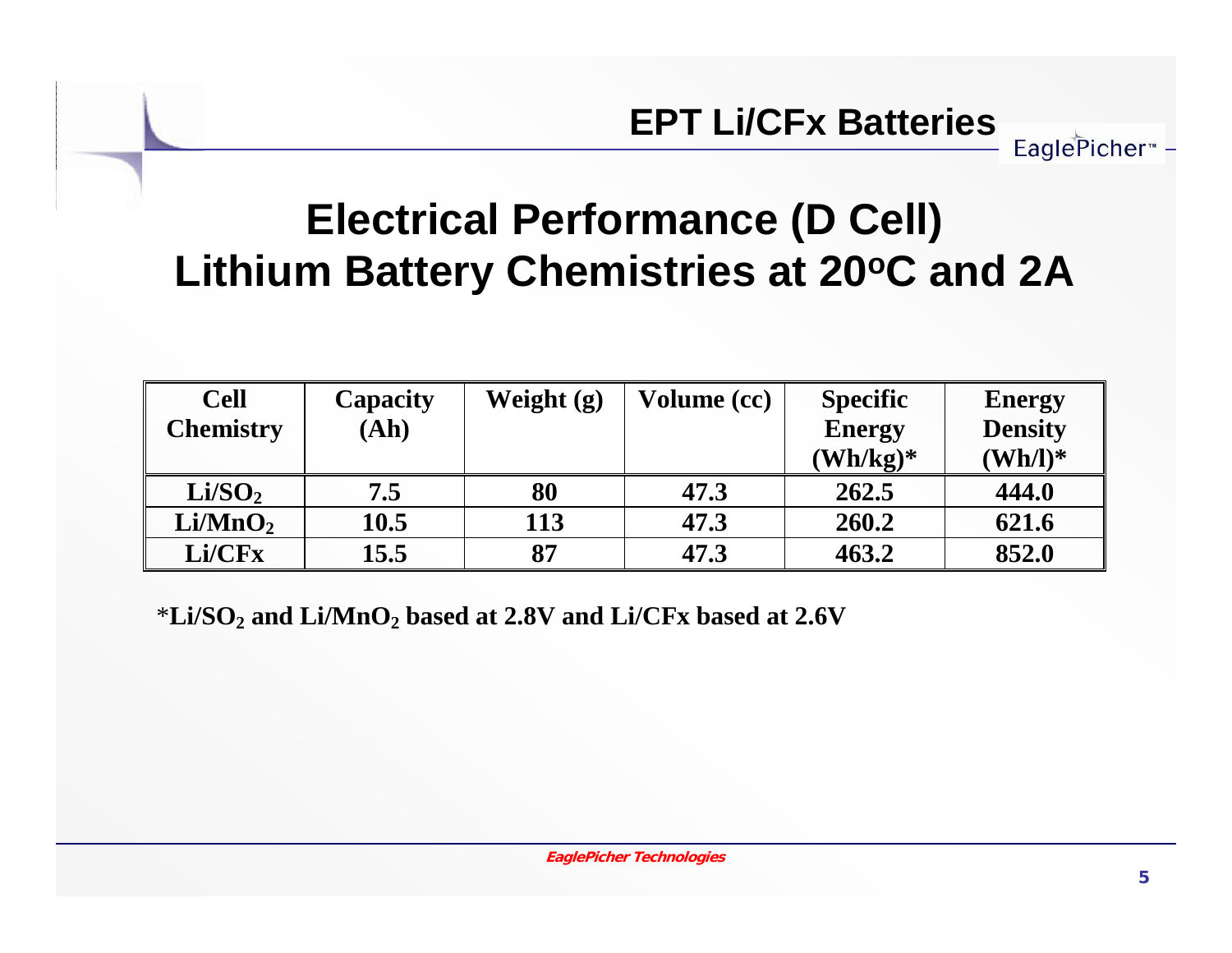## EPT Li/CFx Batteries

# Electrical Performance (D Cell)
# Lithium Battery Chemistries at 20°C and 2A

| Cell Chemistry | Capacity (Ah) | Weight (g) | Volume (cc) | Specific Energy (Wh/kg)* | Energy Density (Wh/l)* |
|---|---|---|---|---|---|
| $Li/SO_2$ | 7.5 | 80 | 47.3 | 262.5 | 444.0 |
| $Li/MnO_2$ | 10.5 | 113 | 47.3 | 260.2 | 621.6 |
| Li/CFx | 15.5 | 87 | 47.3 | 463.2 | 852.0 |

**\*$Li/SO_2$ and $Li/MnO_2$ based at 2.8V and Li/CFx based at 2.6V**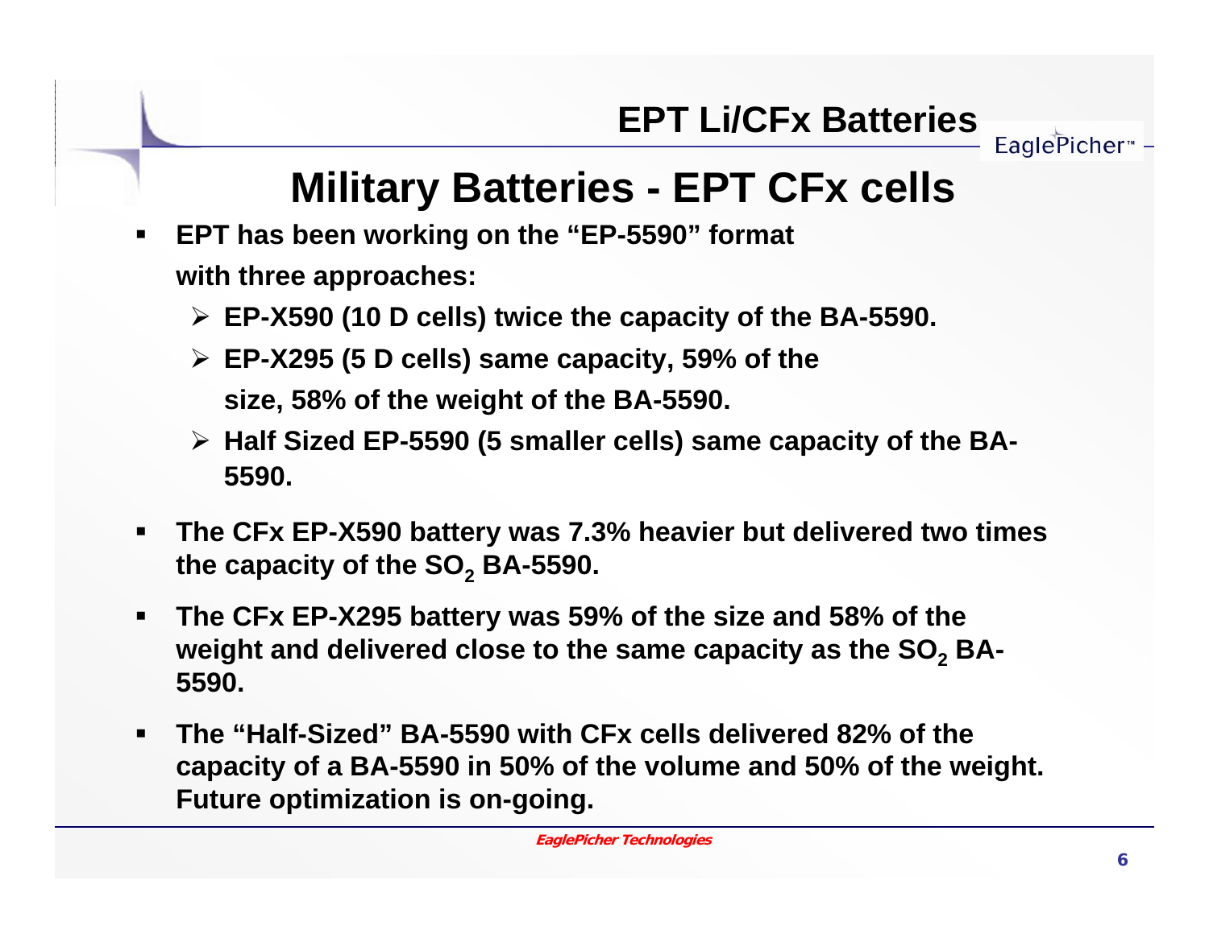# Military Batteries - EPT CFx cells

- **EPT has been working on the "EP-5590" format with three approaches:**
  - **EP-X590 (10 D cells) twice the capacity of the BA-5590.**
  - **EP-X295 (5 D cells) same capacity, 59% of the size, 58% of the weight of the BA-5590.**
  - **Half Sized EP-5590 (5 smaller cells) same capacity of the BA-5590.**
- **The CFx EP-X590 battery was 7.3% heavier but delivered two times the capacity of the $SO_2$ BA-5590.**
- **The CFx EP-X295 battery was 59% of the size and 58% of the weight and delivered close to the same capacity as the $SO_2$ BA-5590.**
- **The "Half-Sized" BA-5590 with CFx cells delivered 82% of the capacity of a BA-5590 in 50% of the volume and 50% of the weight. Future optimization is on-going.**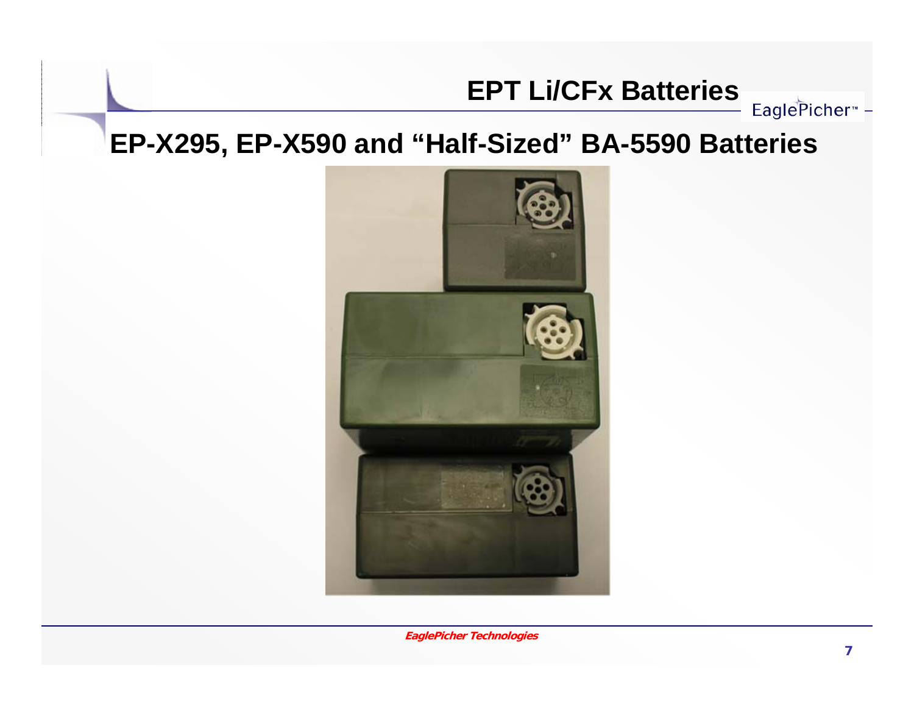# EP-X295, EP-X590 and "Half-Sized" BA-5590 Batteries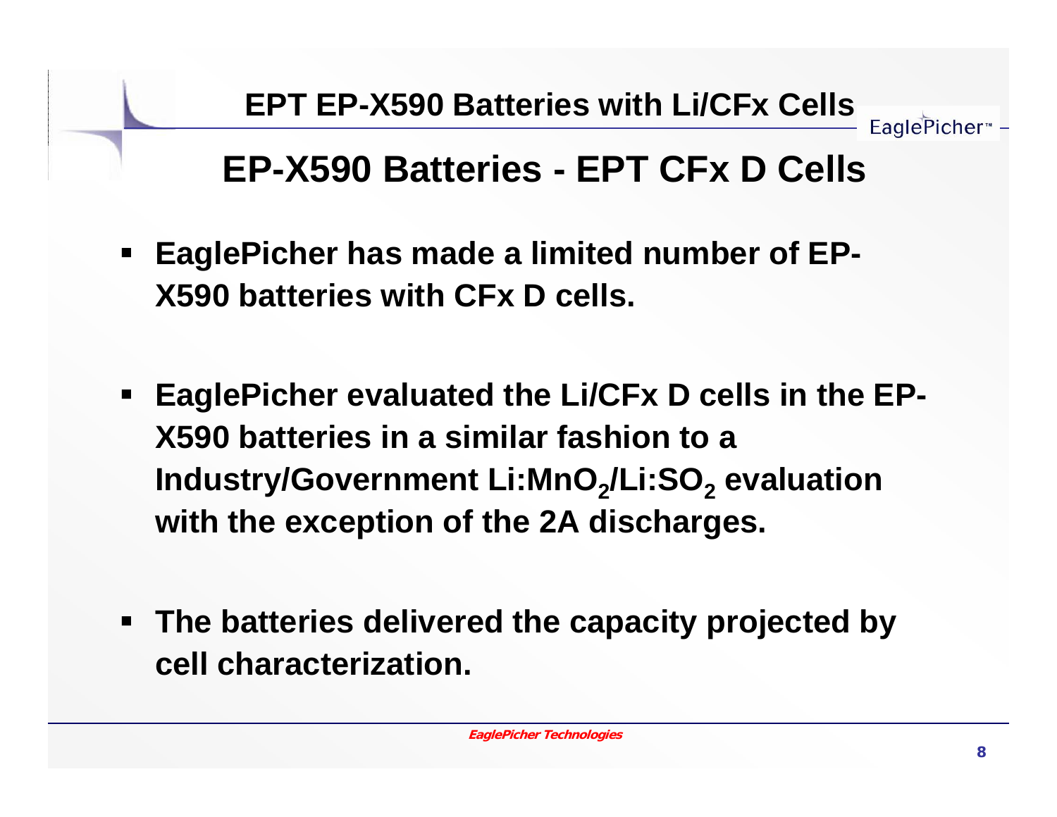# EPT EP-X590 Batteries with Li/CFx Cells

## EP-X590 Batteries - EPT CFx D Cells

- **EaglePicher has made a limited number of EP-X590 batteries with CFx D cells.**
- **EaglePicher evaluated the Li/CFx D cells in the EP-X590 batteries in a similar fashion to a Industry/Government Li:$MnO_2$/Li:$SO_2$ evaluation with the exception of the 2A discharges.**
- **The batteries delivered the capacity projected by cell characterization.**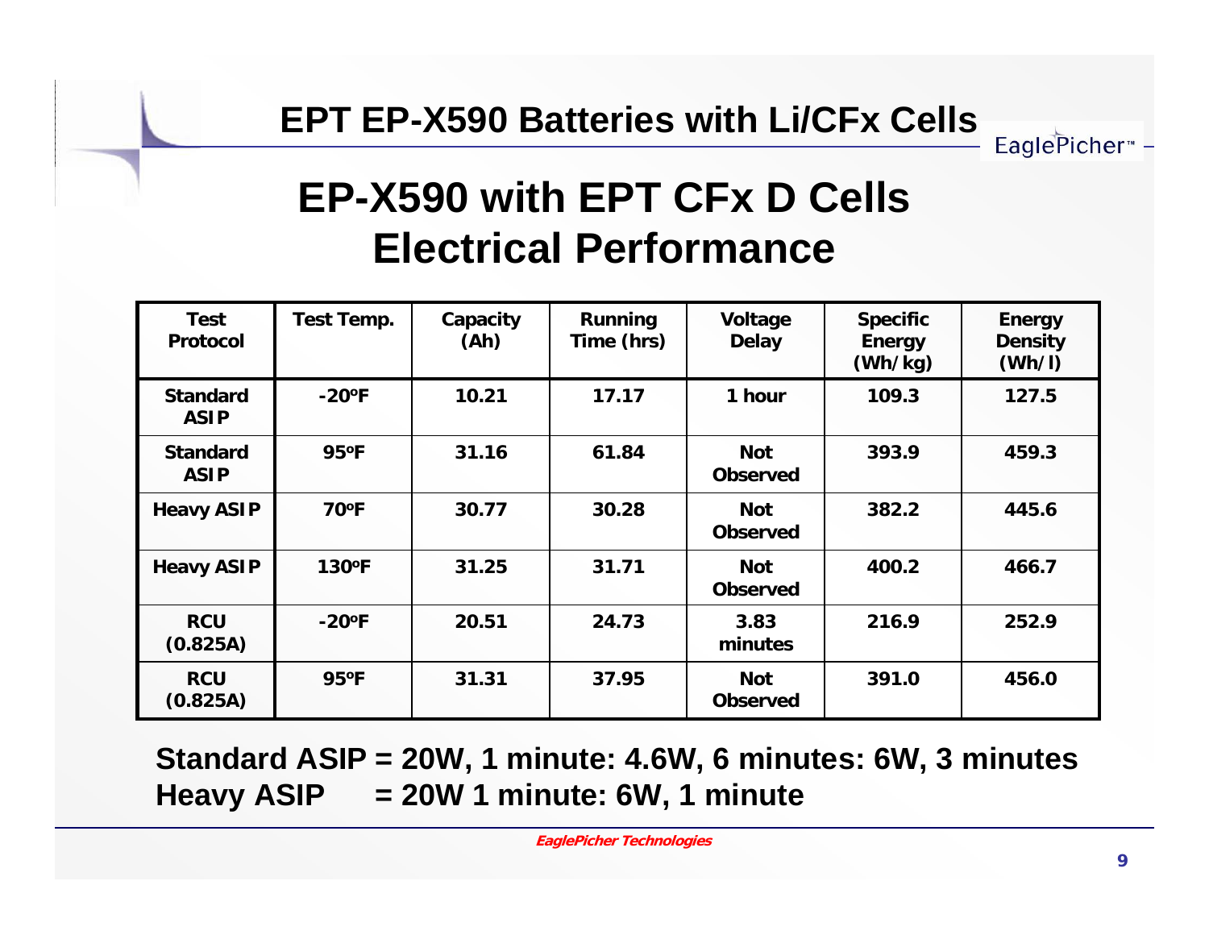# EPT EP-X590 Batteries with Li/CFx Cells

## EP-X590 with EPT CFx D Cells Electrical Performance

| Test Protocol | Test Temp. | Capacity (Ah) | Running Time (hrs) | Voltage Delay | Specific Energy (Wh/kg) | Energy Density (Wh/l) |
|---|---|---|---|---|---|---|
| Standard ASIP | -20ºF | 10.21 | 17.17 | 1 hour | 109.3 | 127.5 |
| Standard ASIP | 95ºF | 31.16 | 61.84 | Not Observed | 393.9 | 459.3 |
| Heavy ASIP | 70ºF | 30.77 | 30.28 | Not Observed | 382.2 | 445.6 |
| Heavy ASIP | 130ºF | 31.25 | 31.71 | Not Observed | 400.2 | 466.7 |
| RCU (0.825A) | -20ºF | 20.51 | 24.73 | 3.83 minutes | 216.9 | 252.9 |
| RCU (0.825A) | 95ºF | 31.31 | 37.95 | Not Observed | 391.0 | 456.0 |

**Standard ASIP = 20W, 1 minute: 4.6W, 6 minutes: 6W, 3 minutes**
**Heavy ASIP = 20W 1 minute: 6W, 1 minute**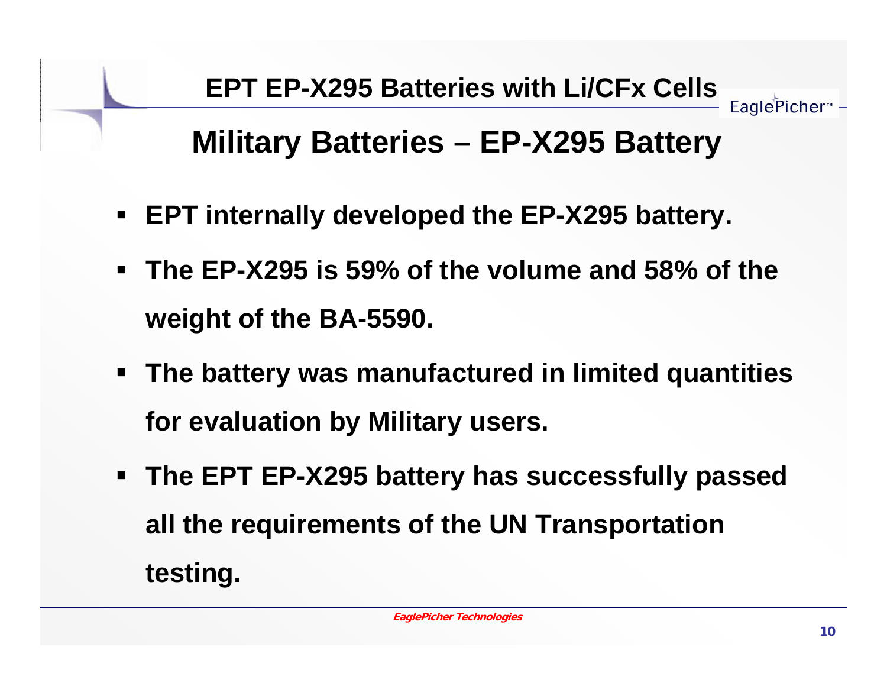## Military Batteries – EP-X295 Battery

- **EPT internally developed the EP-X295 battery.**
- **The EP-X295 is 59% of the volume and 58% of the weight of the BA-5590.**
- **The battery was manufactured in limited quantities for evaluation by Military users.**
- **The EPT EP-X295 battery has successfully passed all the requirements of the UN Transportation testing.**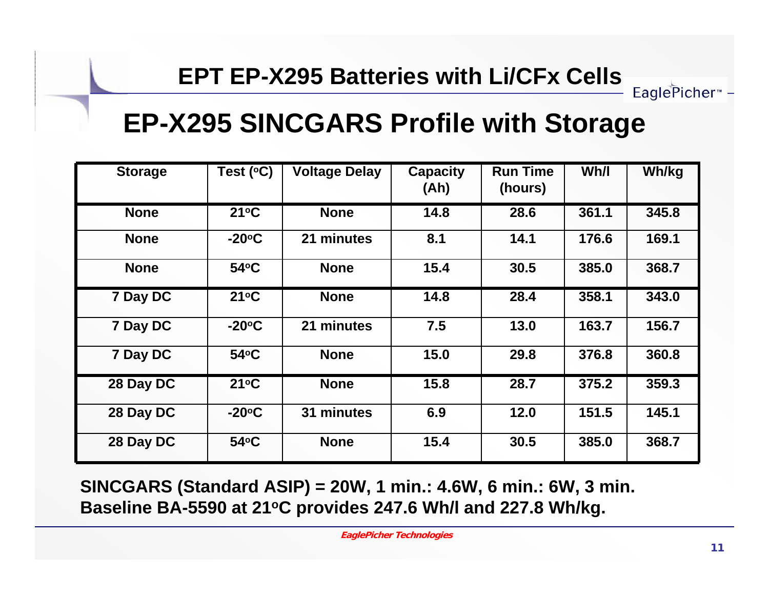## EPT EP-X295 Batteries with Li/CFx Cells

# EP-X295 SINCGARS Profile with Storage

| Storage | Test (°C) | Voltage Delay | Capacity (Ah) | Run Time (hours) | Wh/l | Wh/kg |
|---|---|---|---|---|---|---|
| None | 21°C | None | 14.8 | 28.6 | 361.1 | 345.8 |
| None | -20°C | 21 minutes | 8.1 | 14.1 | 176.6 | 169.1 |
| None | 54°C | None | 15.4 | 30.5 | 385.0 | 368.7 |
| 7 Day DC | 21°C | None | 14.8 | 28.4 | 358.1 | 343.0 |
| 7 Day DC | -20°C | 21 minutes | 7.5 | 13.0 | 163.7 | 156.7 |
| 7 Day DC | 54°C | None | 15.0 | 29.8 | 376.8 | 360.8 |
| 28 Day DC | 21°C | None | 15.8 | 28.7 | 375.2 | 359.3 |
| 28 Day DC | -20°C | 31 minutes | 6.9 | 12.0 | 151.5 | 145.1 |
| 28 Day DC | 54°C | None | 15.4 | 30.5 | 385.0 | 368.7 |

**SINCGARS (Standard ASIP) = 20W, 1 min.: 4.6W, 6 min.: 6W, 3 min.**
**Baseline BA-5590 at 21°C provides 247.6 Wh/l and 227.8 Wh/kg.**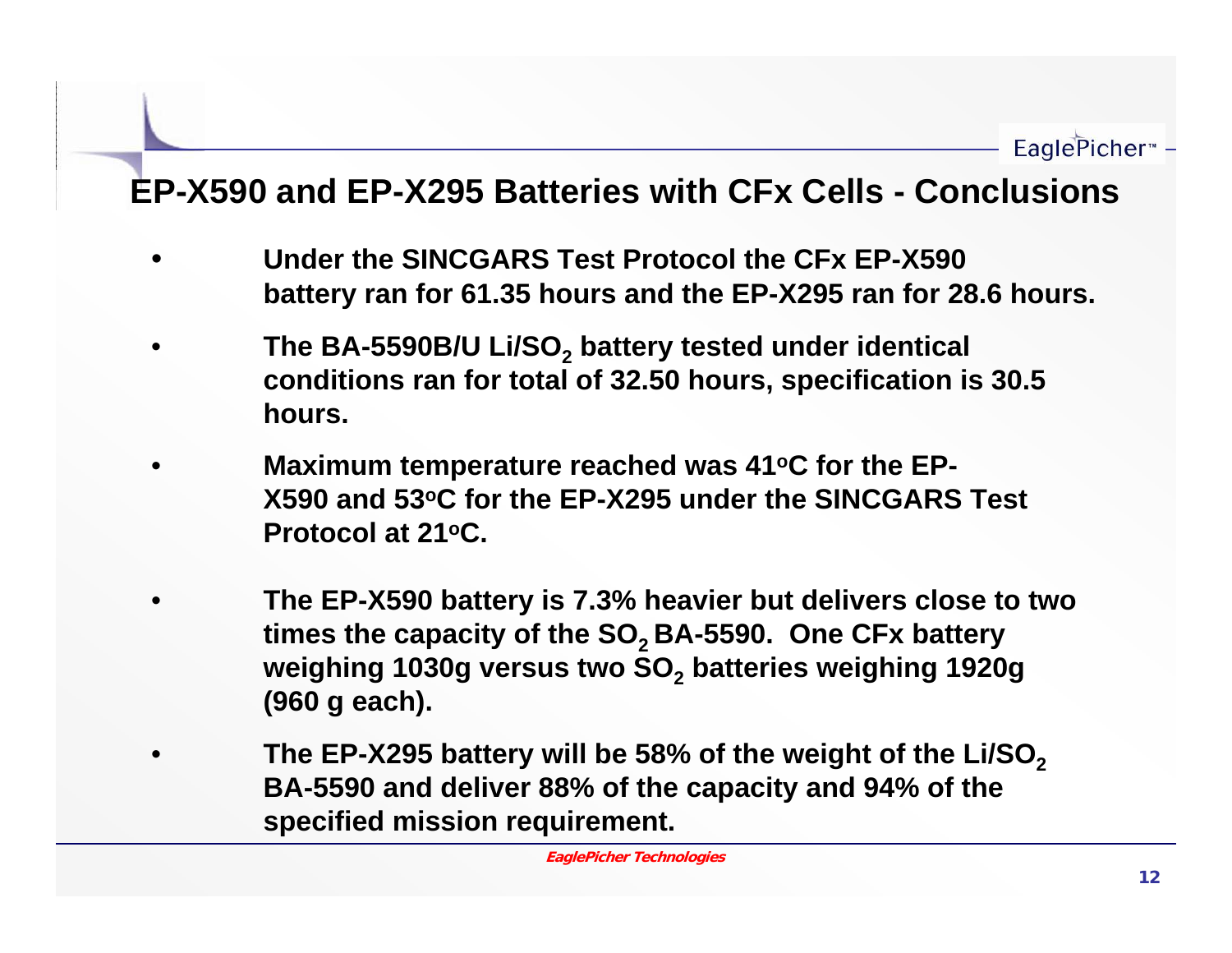# EP-X590 and EP-X295 Batteries with CFx Cells - Conclusions

- **Under the SINCGARS Test Protocol the CFx EP-X590 battery ran for 61.35 hours and the EP-X295 ran for 28.6 hours.**
- **The BA-5590B/U Li/$SO_2$ battery tested under identical conditions ran for total of 32.50 hours, specification is 30.5 hours.**
- **Maximum temperature reached was 41°C for the EP-X590 and 53°C for the EP-X295 under the SINCGARS Test Protocol at 21°C.**
- **The EP-X590 battery is 7.3% heavier but delivers close to two times the capacity of the $SO_2$ BA-5590. One CFx battery weighing 1030g versus two $SO_2$ batteries weighing 1920g (960 g each).**
- **The EP-X295 battery will be 58% of the weight of the Li/$SO_2$ BA-5590 and deliver 88% of the capacity and 94% of the specified mission requirement.**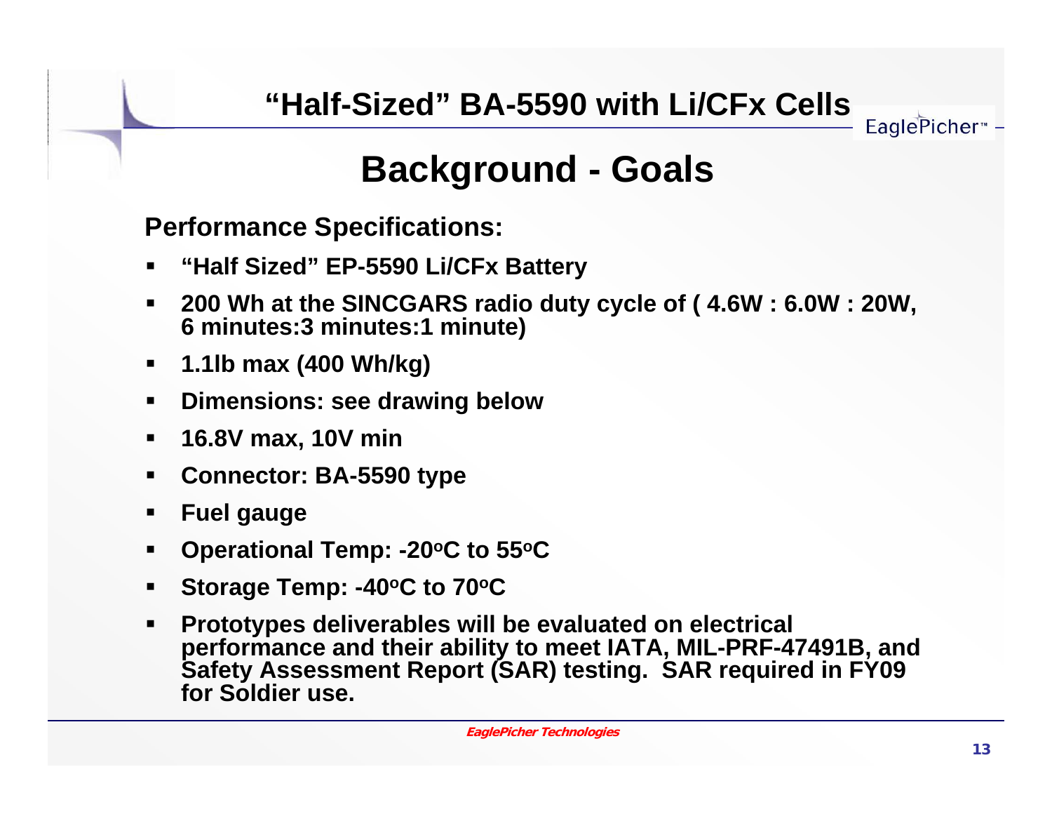# "Half-Sized" BA-5590 with Li/CFx Cells

## Background - Goals

**Performance Specifications:**

- **"Half Sized" EP-5590 Li/CFx Battery**
- **200 Wh at the SINCGARS radio duty cycle of ( 4.6W : 6.0W : 20W, 6 minutes:3 minutes:1 minute)**
- **1.1lb max (400 Wh/kg)**
- **Dimensions: see drawing below**
- **16.8V max, 10V min**
- **Connector: BA-5590 type**
- **Fuel gauge**
- **Operational Temp: -20$^{o}$C to 55$^{o}$C**
- **Storage Temp: -40$^{o}$C to 70$^{o}$C**
- **Prototypes deliverables will be evaluated on electrical performance and their ability to meet IATA, MIL-PRF-47491B, and Safety Assessment Report (SAR) testing. SAR required in FY09 for Soldier use.**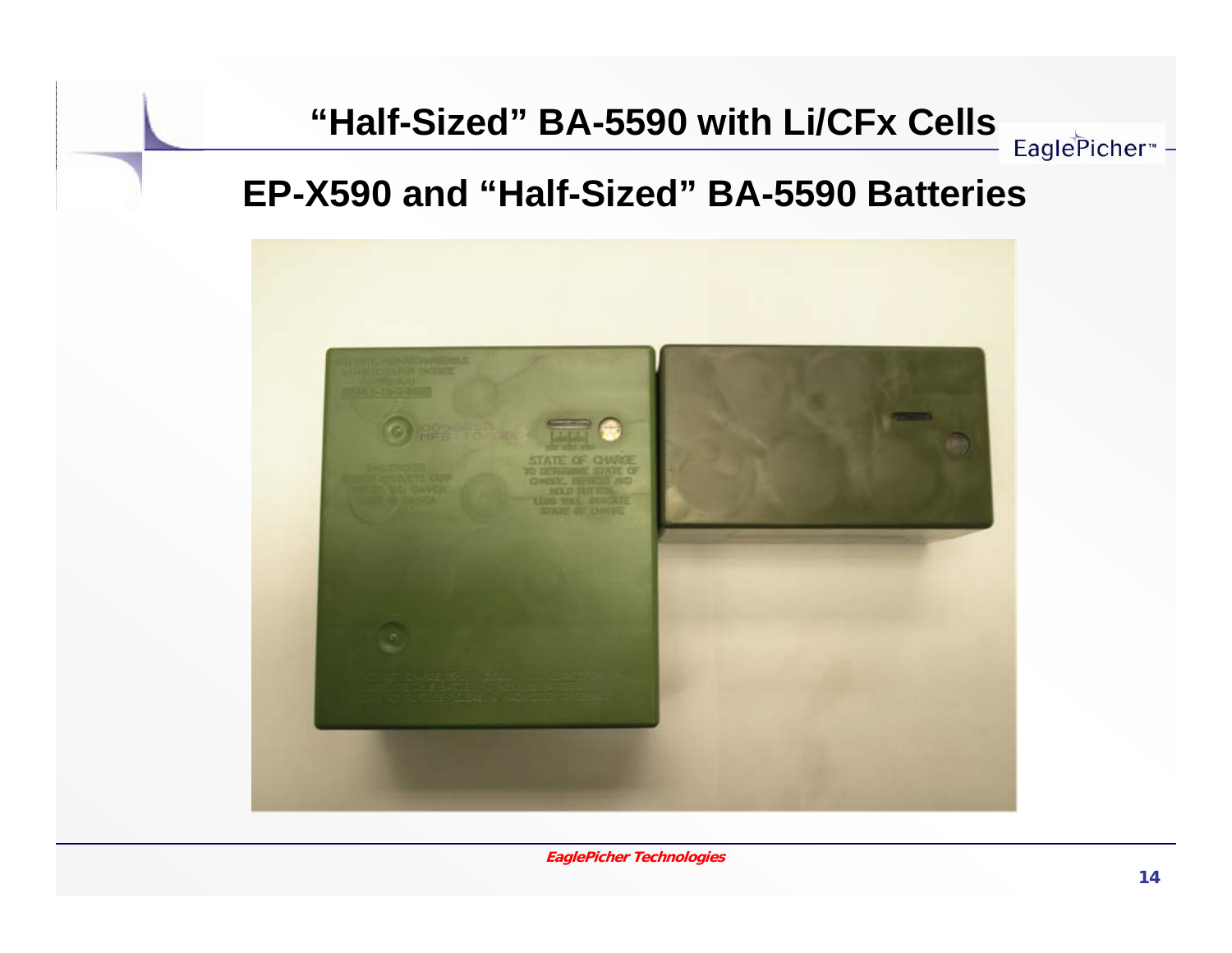# "Half-Sized" BA-5590 with Li/CFx Cells

## EP-X590 and "Half-Sized" BA-5590 Batteries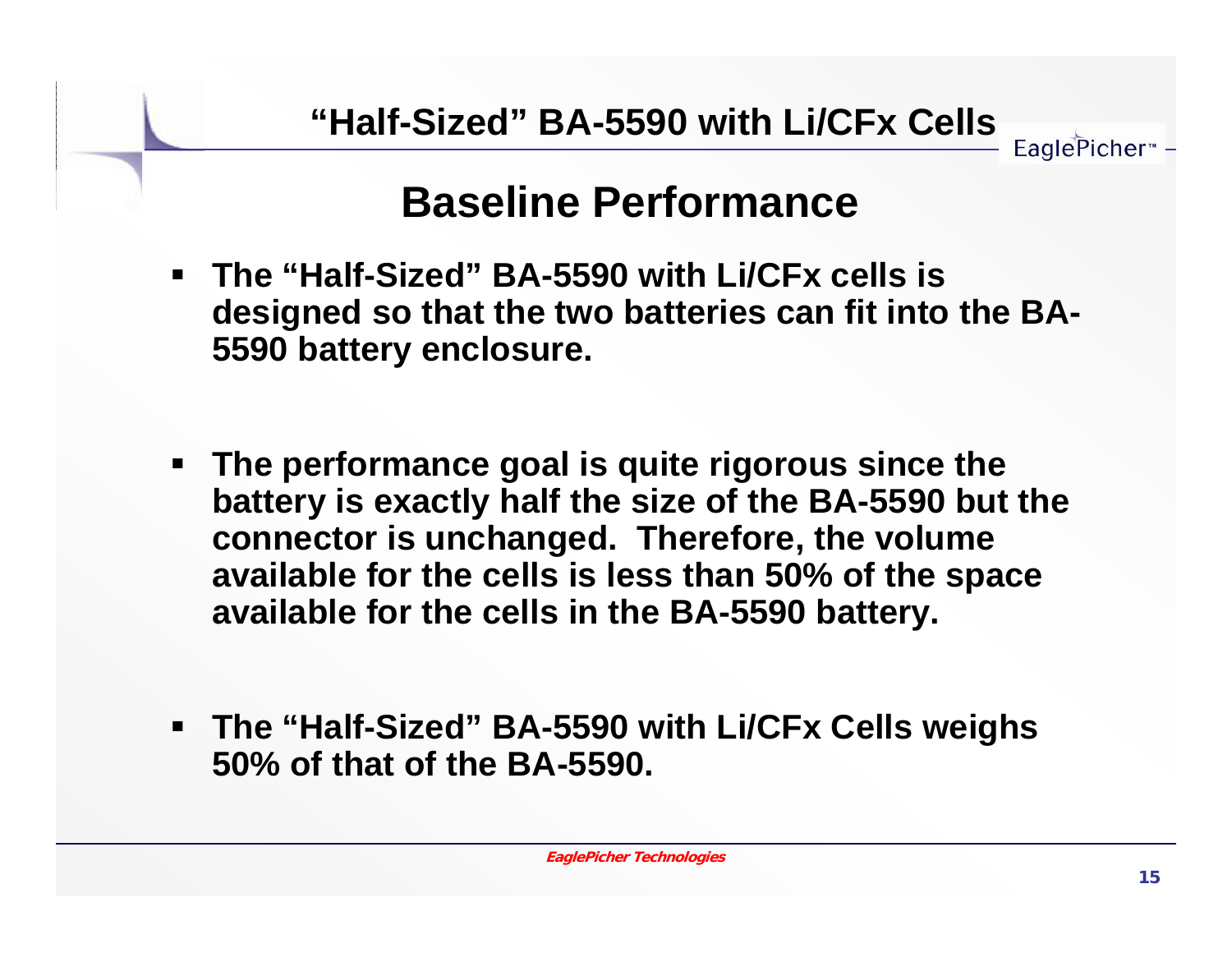# "Half-Sized" BA-5590 with Li/CFx Cells

## Baseline Performance

- **The "Half-Sized" BA-5590 with Li/CFx cells is designed so that the two batteries can fit into the BA-5590 battery enclosure.**

- **The performance goal is quite rigorous since the battery is exactly half the size of the BA-5590 but the connector is unchanged. Therefore, the volume available for the cells is less than 50% of the space available for the cells in the BA-5590 battery.**

- **The "Half-Sized" BA-5590 with Li/CFx Cells weighs 50% of that of the BA-5590.**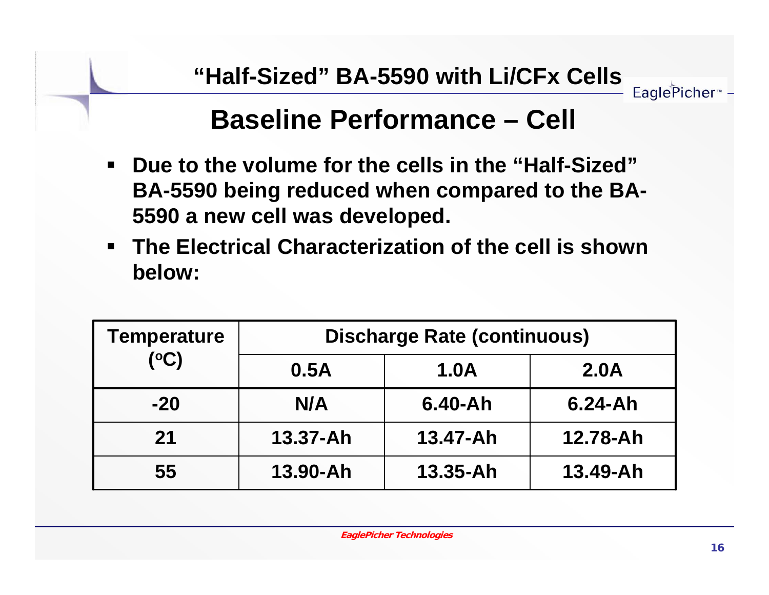## "Half-Sized" BA-5590 with Li/CFx Cells

# Baseline Performance – Cell

- **Due to the volume for the cells in the "Half-Sized" BA-5590 being reduced when compared to the BA-5590 a new cell was developed.**
- **The Electrical Characterization of the cell is shown below:**

| Temperature (°C) | Discharge Rate (continuous) | | |
|---|---|---|---|
| | 0.5A | 1.0A | 2.0A |
| -20 | N/A | 6.40-Ah | 6.24-Ah |
| 21 | 13.37-Ah | 13.47-Ah | 12.78-Ah |
| 55 | 13.90-Ah | 13.35-Ah | 13.49-Ah |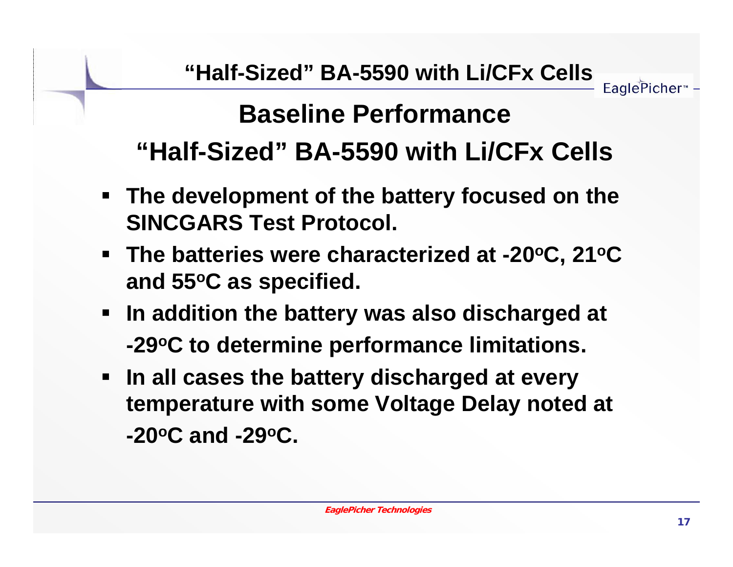# Baseline Performance

## "Half-Sized" BA-5590 with Li/CFx Cells

- **The development of the battery focused on the SINCGARS Test Protocol.**
- **The batteries were characterized at -20°C, 21°C and 55°C as specified.**
- **In addition the battery was also discharged at -29°C to determine performance limitations.**
- **In all cases the battery discharged at every temperature with some Voltage Delay noted at -20°C and -29°C.**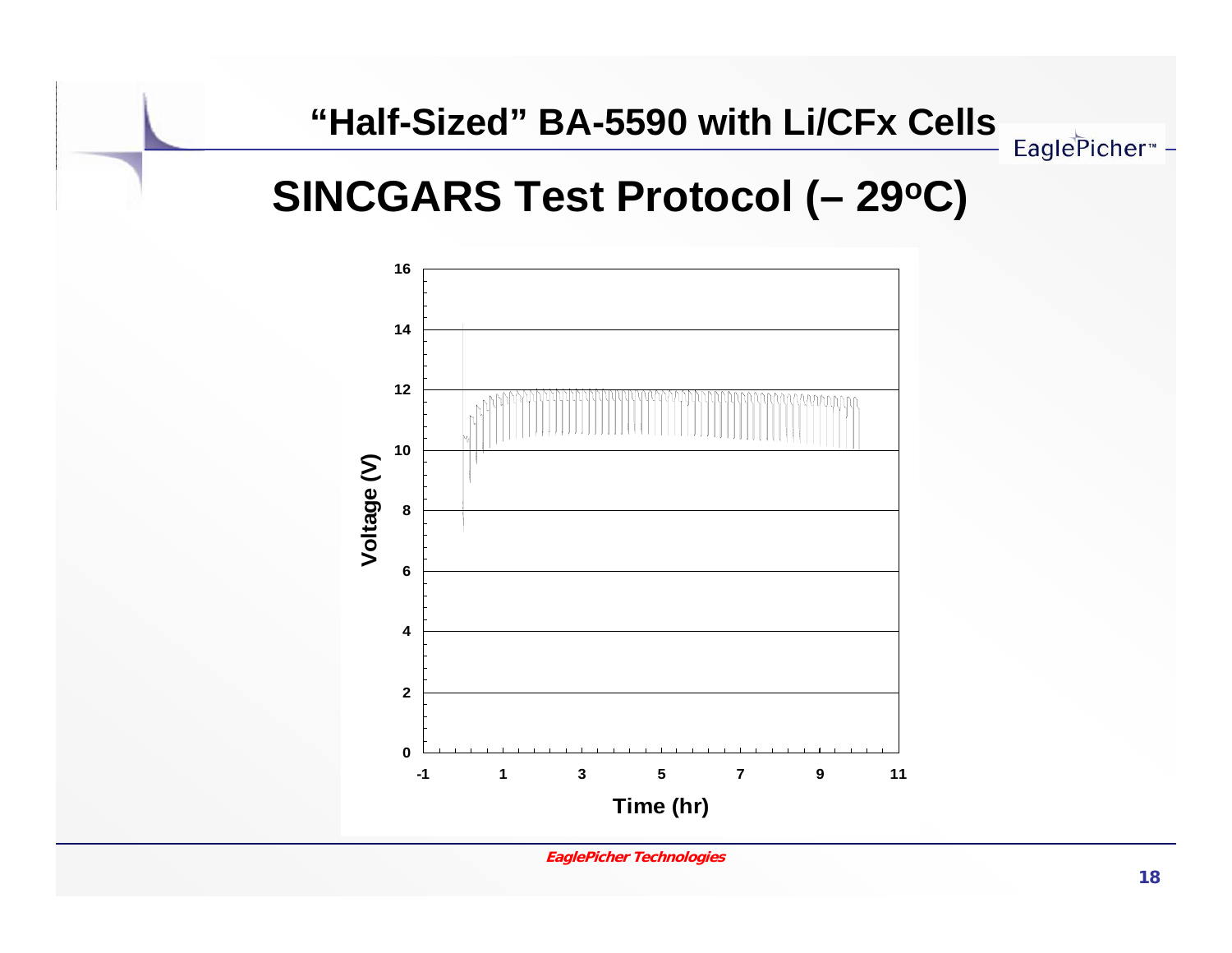# "Half-Sized" BA-5590 with Li/CFx Cells

## SINCGARS Test Protocol (– 29°C)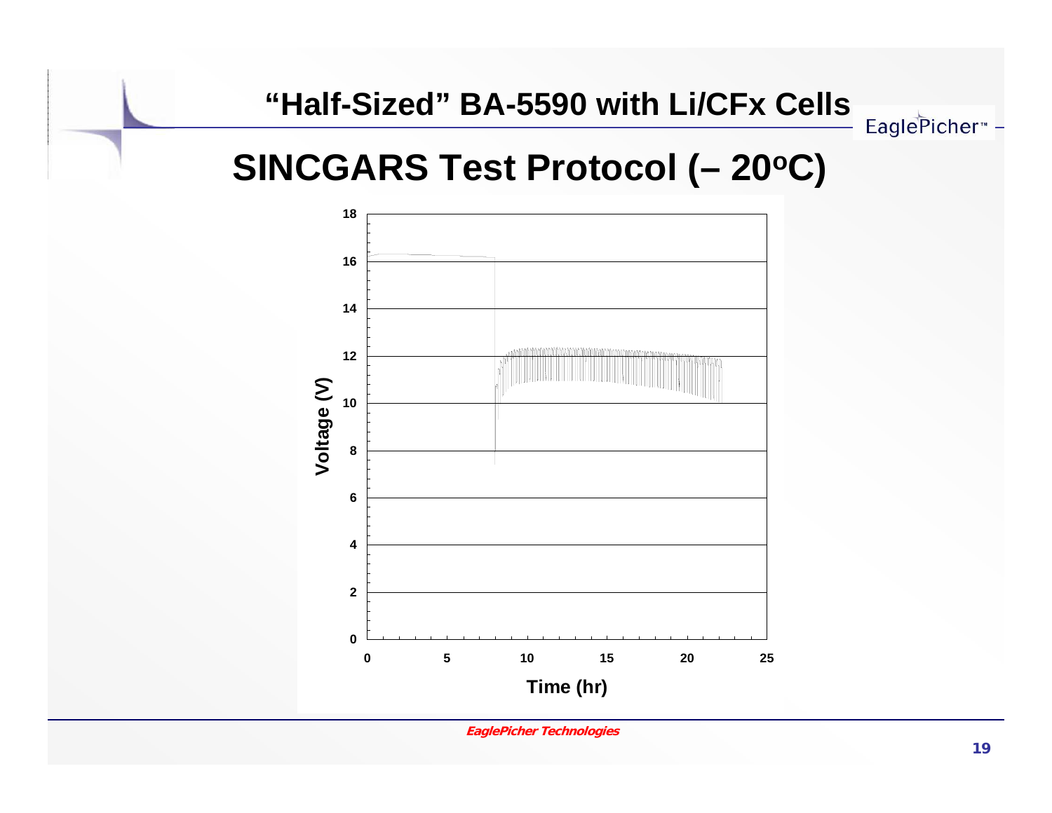# "Half-Sized" BA-5590 with Li/CFx Cells

## SINCGARS Test Protocol (– 20°C)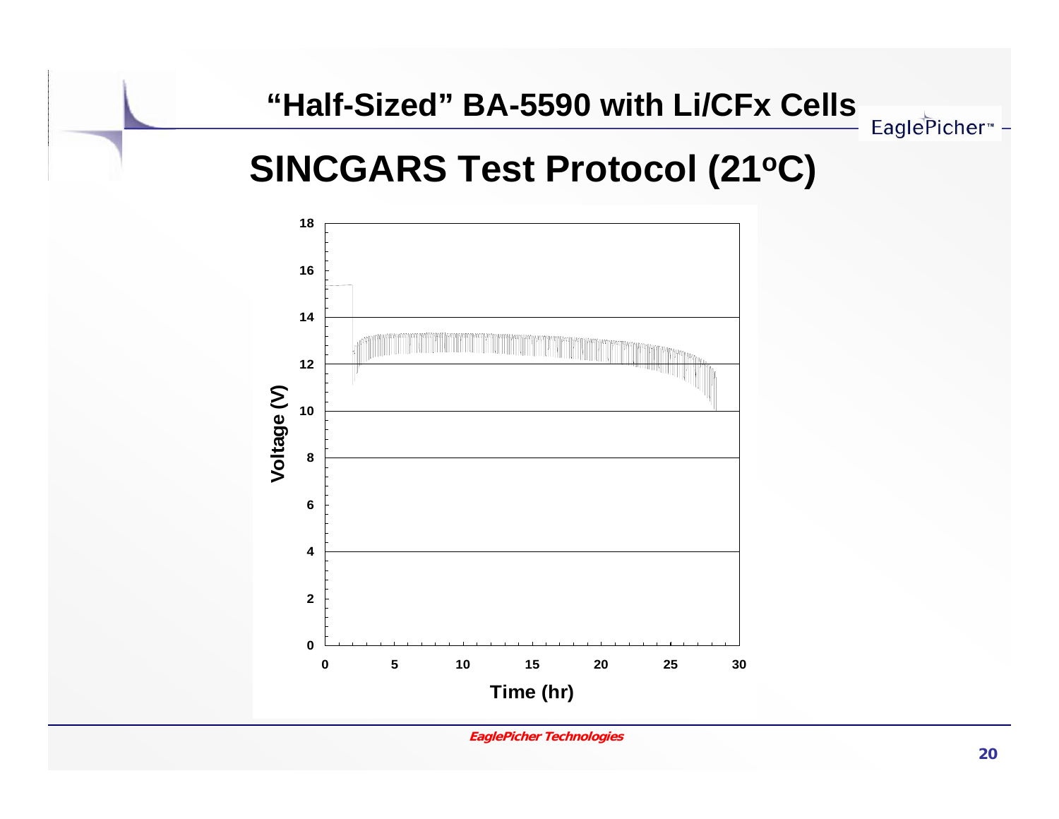# "Half-Sized" BA-5590 with Li/CFx Cells

## SINCGARS Test Protocol (21°C)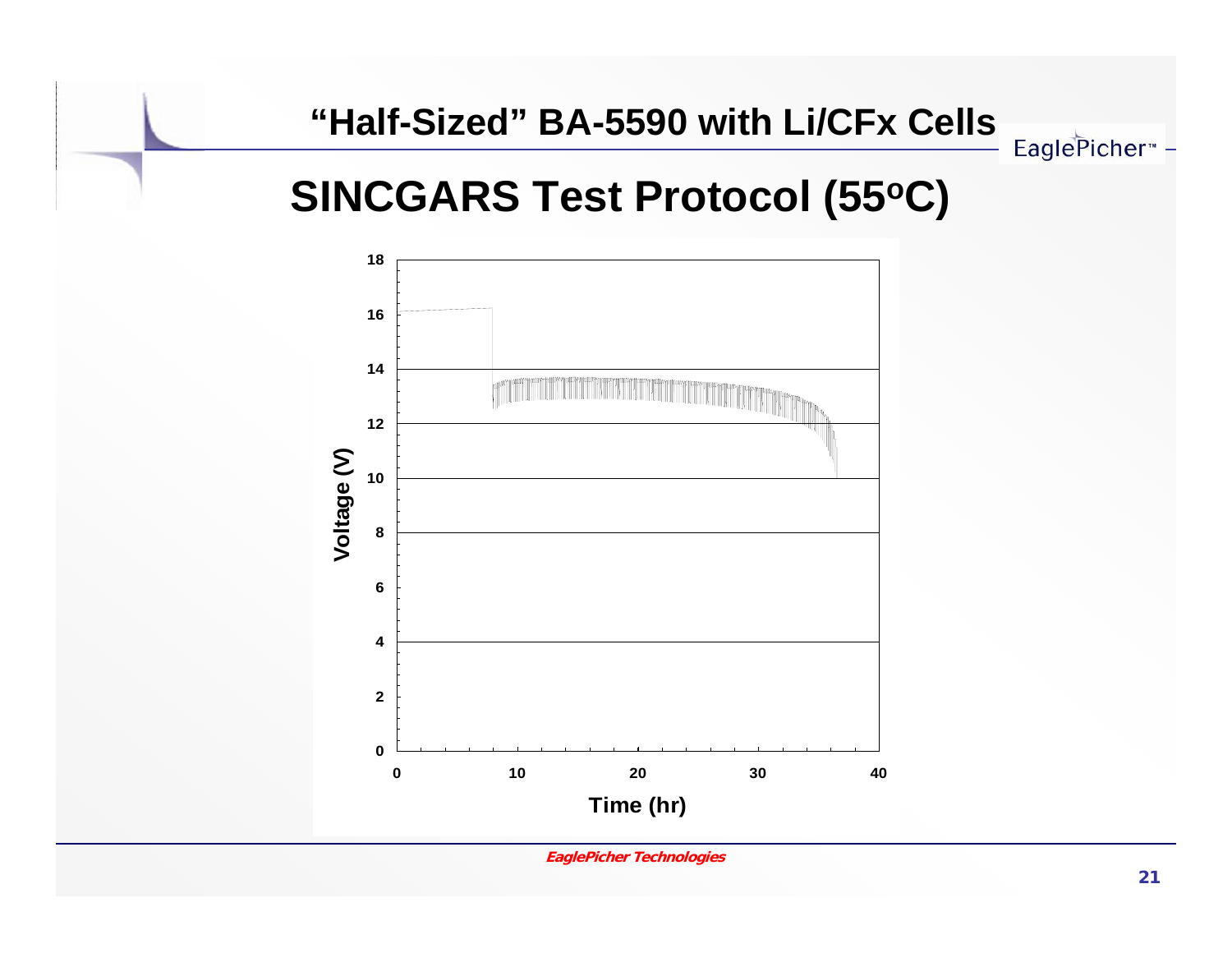# "Half-Sized" BA-5590 with Li/CFx Cells

## SINCGARS Test Protocol ($55^oC$)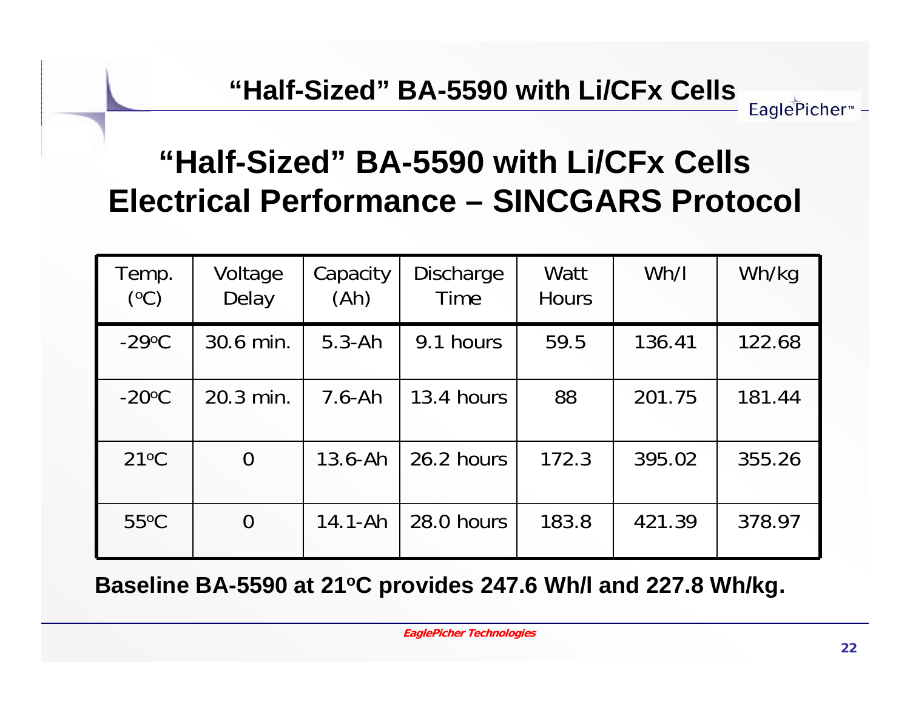# "Half-Sized" BA-5590 with Li/CFx Cells Electrical Performance – SINCGARS Protocol

| Temp. (°C) | Voltage Delay | Capacity (Ah) | Discharge Time | Watt Hours | Wh/l | Wh/kg |
|---|---|---|---|---|---|---|
| -29°C | 30.6 min. | 5.3-Ah | 9.1 hours | 59.5 | 136.41 | 122.68 |
| -20°C | 20.3 min. | 7.6-Ah | 13.4 hours | 88 | 201.75 | 181.44 |
| 21°C | 0 | 13.6-Ah | 26.2 hours | 172.3 | 395.02 | 355.26 |
| 55°C | 0 | 14.1-Ah | 28.0 hours | 183.8 | 421.39 | 378.97 |

**Baseline BA-5590 at 21°C provides 247.6 Wh/l and 227.8 Wh/kg.**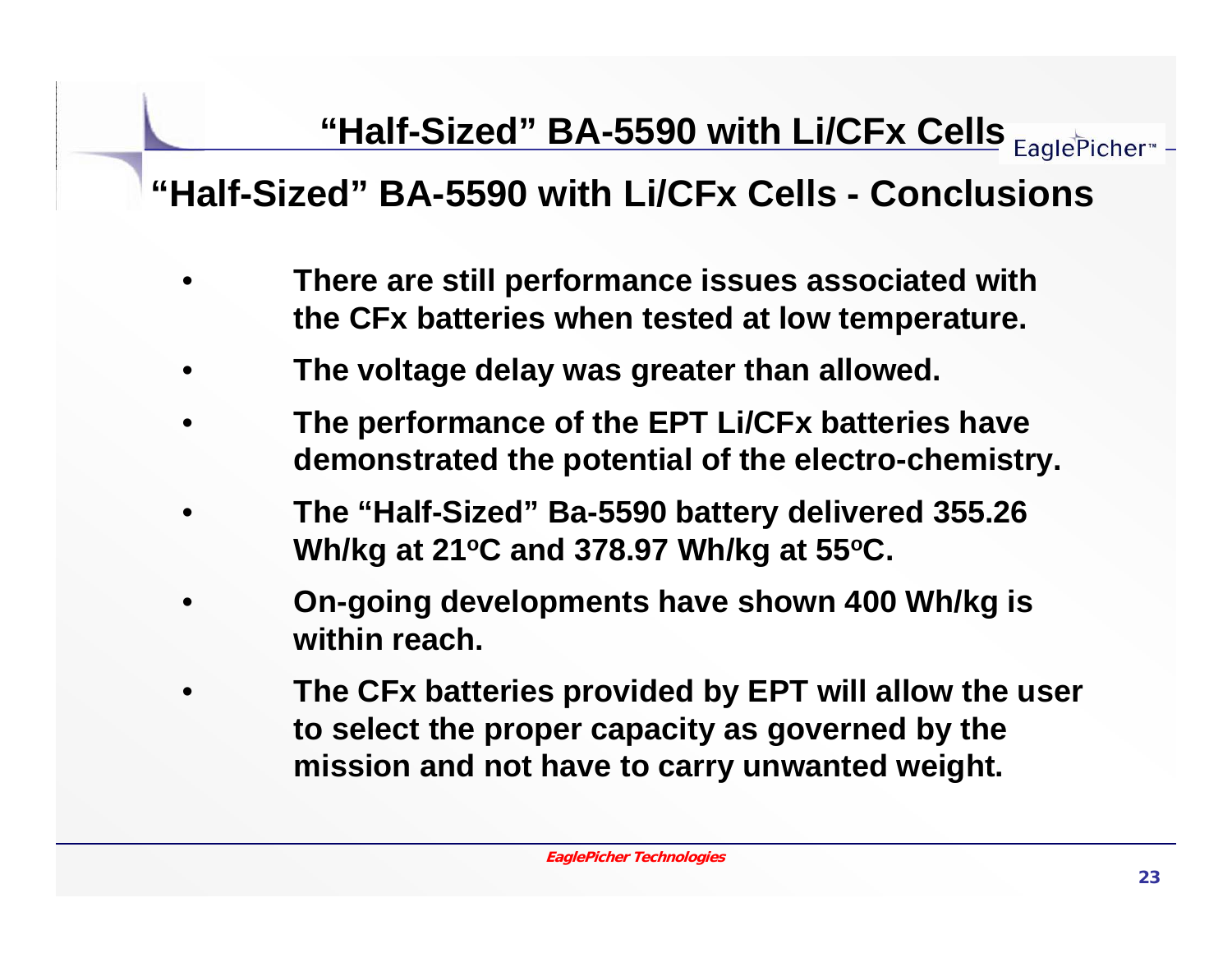# "Half-Sized" BA-5590 with Li/CFx Cells

## "Half-Sized" BA-5590 with Li/CFx Cells - Conclusions

- **There are still performance issues associated with the CFx batteries when tested at low temperature.**
- **The voltage delay was greater than allowed.**
- **The performance of the EPT Li/CFx batteries have demonstrated the potential of the electro-chemistry.**
- **The "Half-Sized" Ba-5590 battery delivered 355.26 Wh/kg at 21$^{o}$C and 378.97 Wh/kg at 55$^{o}$C.**
- **On-going developments have shown 400 Wh/kg is within reach.**
- **The CFx batteries provided by EPT will allow the user to select the proper capacity as governed by the mission and not have to carry unwanted weight.**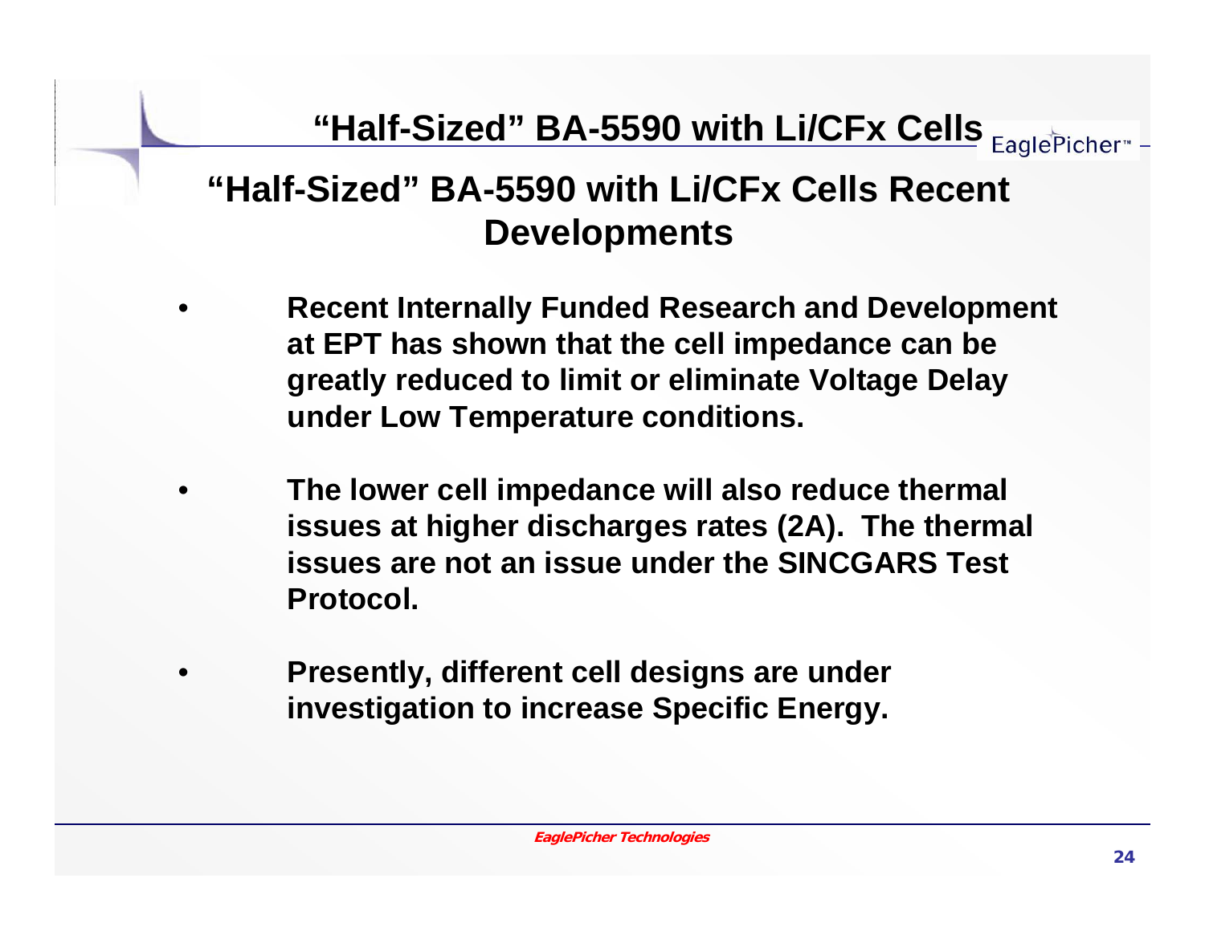# "Half-Sized" BA-5590 with Li/CFx Cells

## "Half-Sized" BA-5590 with Li/CFx Cells Recent Developments

- **Recent Internally Funded Research and Development at EPT has shown that the cell impedance can be greatly reduced to limit or eliminate Voltage Delay under Low Temperature conditions.**

- **The lower cell impedance will also reduce thermal issues at higher discharges rates (2A). The thermal issues are not an issue under the SINCGARS Test Protocol.**

- **Presently, different cell designs are under investigation to increase Specific Energy.**